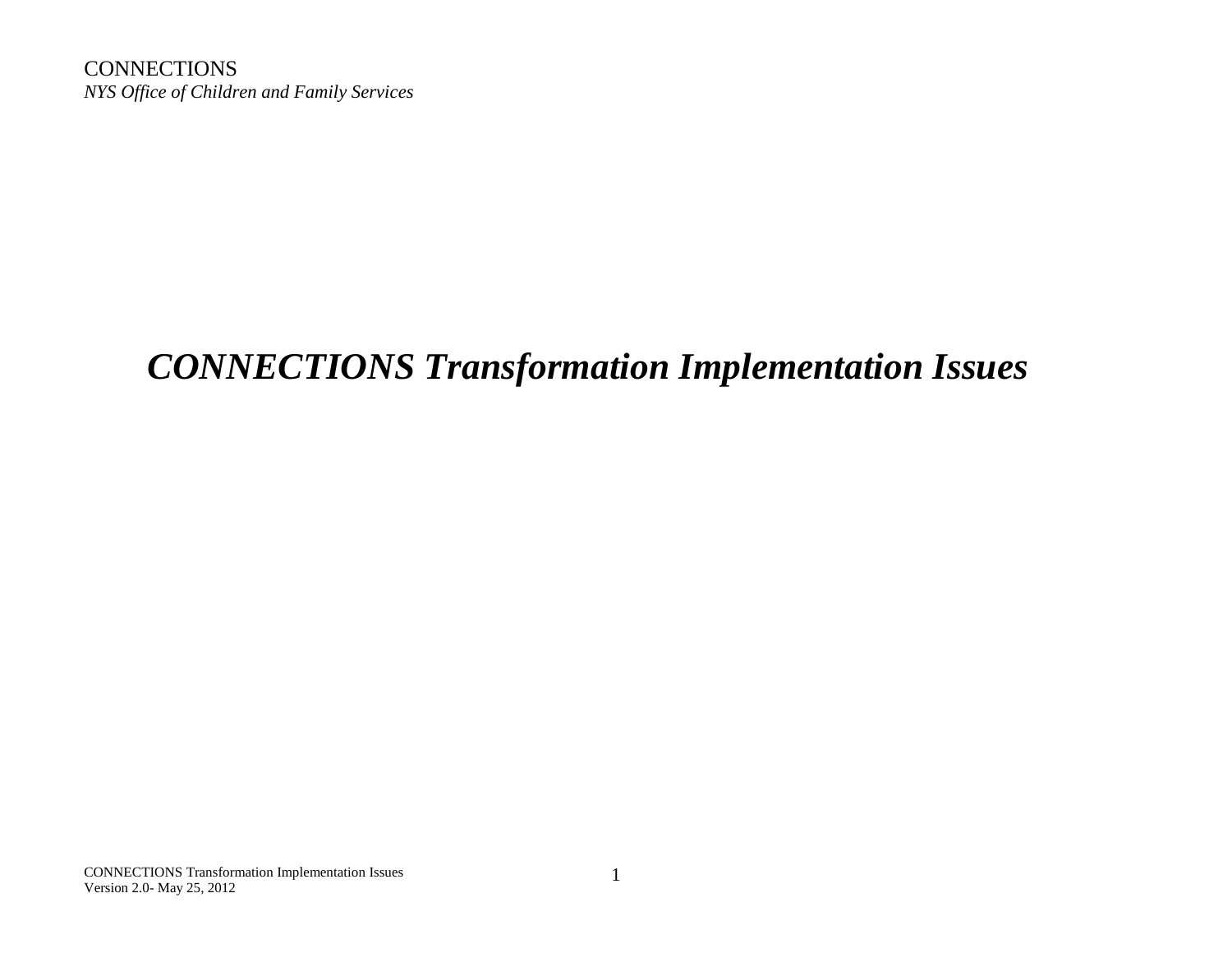CONNECTIONS
*NYS Office of Children and Family Services*

# ***CONNECTIONS Transformation Implementation Issues***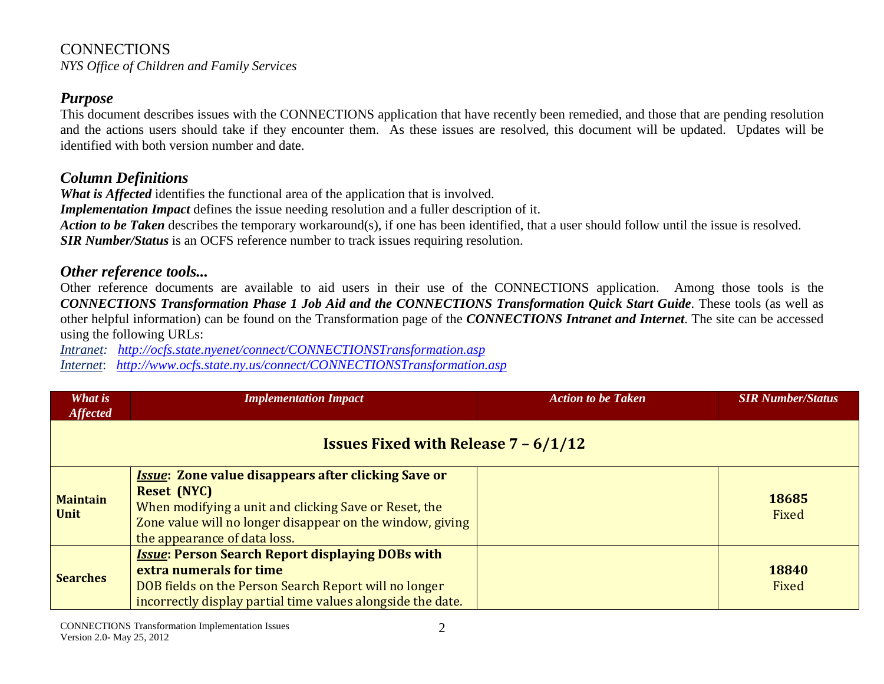CONNECTIONS

*NYS Office of Children and Family Services*

## *Purpose*

This document describes issues with the CONNECTIONS application that have recently been remedied, and those that are pending resolution and the actions users should take if they encounter them. As these issues are resolved, this document will be updated. Updates will be identified with both version number and date.

## *Column Definitions*

***What is Affected*** identifies the functional area of the application that is involved.
***Implementation Impact*** defines the issue needing resolution and a fuller description of it.
***Action to be Taken*** describes the temporary workaround(s), if one has been identified, that a user should follow until the issue is resolved.
***SIR Number/Status*** is an OCFS reference number to track issues requiring resolution.

## *Other reference tools...*

Other reference documents are available to aid users in their use of the CONNECTIONS application. Among those tools is the ***CONNECTIONS Transformation Phase 1 Job Aid and the CONNECTIONS Transformation Quick Start Guide***. These tools (as well as other helpful information) can be found on the Transformation page of the ***CONNECTIONS Intranet and Internet***. The site can be accessed using the following URLs:

*Intranet*: *http://ocfs.state.nyenet/connect/CONNECTIONSTransformation.asp*
*Internet*: *http://www.ocfs.state.ny.us/connect/CONNECTIONSTransformation.asp*

| *What is Affected* | *Implementation Impact* | *Action to be Taken* | *SIR Number/Status* |
|---|---|---|---|
| **Issues Fixed with Release 7 – 6/1/12** | | | |
| **Maintain Unit** | ***Issue*: Zone value disappears after clicking Save or Reset (NYC)** When modifying a unit and clicking Save or Reset, the Zone value will no longer disappear on the window, giving the appearance of data loss. | | **18685** Fixed |
| **Searches** | ***Issue*: Person Search Report displaying DOBs with extra numerals for time** DOB fields on the Person Search Report will no longer incorrectly display partial time values alongside the date. | | **18840** Fixed |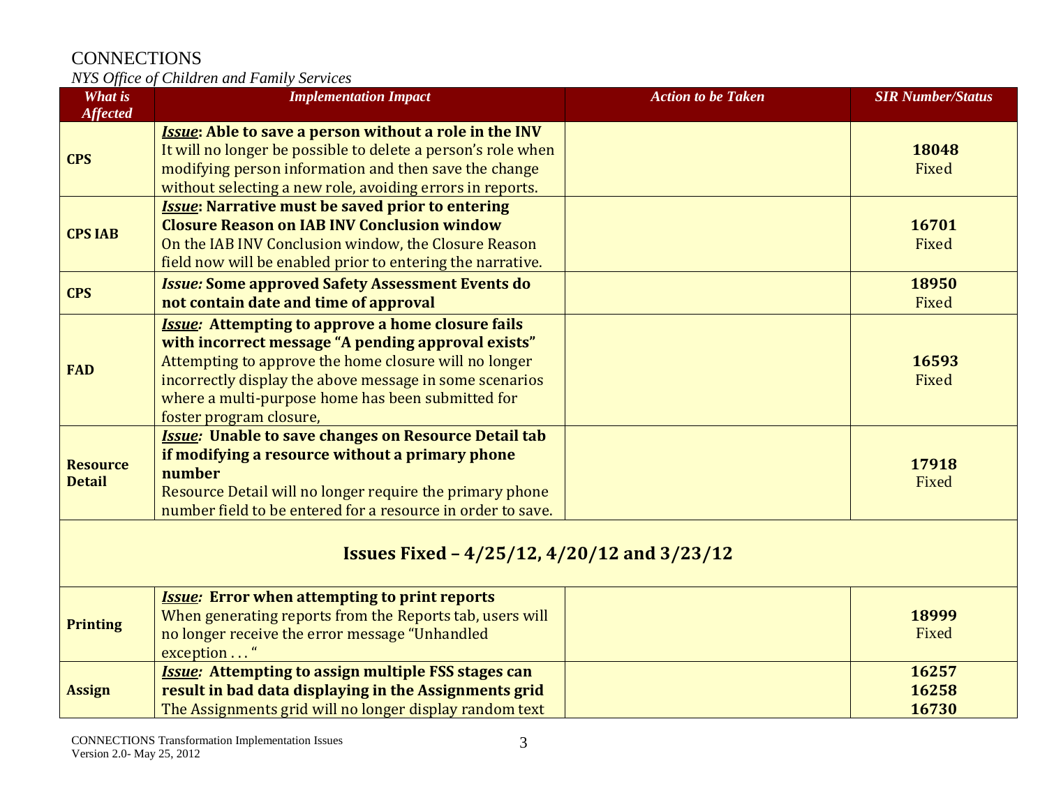| What is Affected | Implementation Impact | Action to be Taken | SIR Number/Status |
|---|---|---|---|
| **CPS** | ***Issue*: Able to save a person without a role in the INV** It will no longer be possible to delete a person's role when modifying person information and then save the change without selecting a new role, avoiding errors in reports. | | **18048** Fixed |
| **CPS IAB** | ***Issue*: Narrative must be saved prior to entering Closure Reason on IAB INV Conclusion window** On the IAB INV Conclusion window, the Closure Reason field now will be enabled prior to entering the narrative. | | **16701** Fixed |
| **CPS** | ***Issue:* Some approved Safety Assessment Events do not contain date and time of approval** | | **18950** Fixed |
| **FAD** | ***Issue*: Attempting to approve a home closure fails with incorrect message "A pending approval exists"** Attempting to approve the home closure will no longer incorrectly display the above message in some scenarios where a multi-purpose home has been submitted for foster program closure, | | **16593** Fixed |
| **Resource Detail** | ***Issue*: Unable to save changes on Resource Detail tab if modifying a resource without a primary phone number** Resource Detail will no longer require the primary phone number field to be entered for a resource in order to save. | | **17918** Fixed |
| **Issues Fixed – 4/25/12, 4/20/12 and 3/23/12** | | | |
| **Printing** | ***Issue*: Error when attempting to print reports** When generating reports from the Reports tab, users will no longer receive the error message "Unhandled exception . . . " | | **18999** Fixed |
| **Assign** | ***Issue*: Attempting to assign multiple FSS stages can result in bad data displaying in the Assignments grid** The Assignments grid will no longer display random text | | **16257** **16258** **16730** |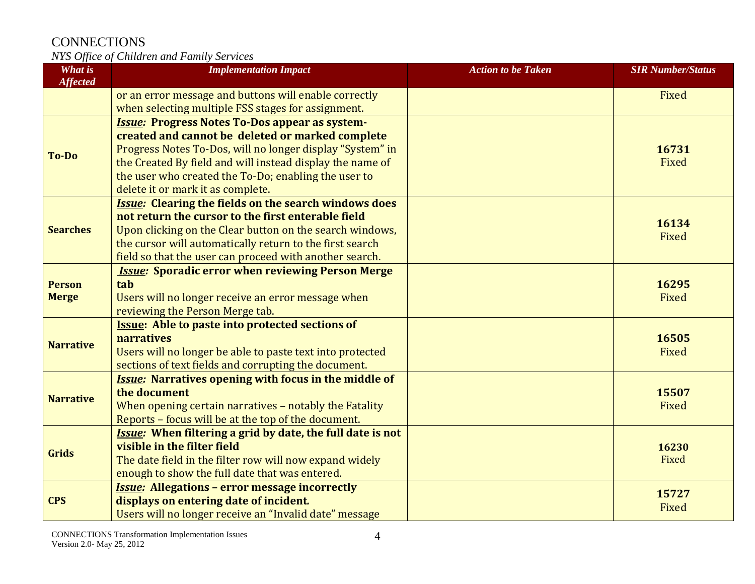| What is Affected | Implementation Impact | Action to be Taken | SIR Number/Status |
|---|---|---|---|
| | or an error message and buttons will enable correctly when selecting multiple FSS stages for assignment. | | Fixed |
| **To-Do** | ***Issue:*** **Progress Notes To-Dos appear as system-created and cannot be deleted or marked complete** Progress Notes To-Dos, will no longer display "System" in the Created By field and will instead display the name of the user who created the To-Do; enabling the user to delete it or mark it as complete. | | **16731** Fixed |
| **Searches** | ***Issue:*** **Clearing the fields on the search windows does not return the cursor to the first enterable field** Upon clicking on the Clear button on the search windows, the cursor will automatically return to the first search field so that the user can proceed with another search. | | **16134** Fixed |
| **Person Merge** | ***Issue:*** **Sporadic error when reviewing Person Merge tab** Users will no longer receive an error message when reviewing the Person Merge tab. | | **16295** Fixed |
| **Narrative** | **Issue: Able to paste into protected sections of narratives** Users will no longer be able to paste text into protected sections of text fields and corrupting the document. | | **16505** Fixed |
| **Narrative** | ***Issue:*** **Narratives opening with focus in the middle of the document** When opening certain narratives – notably the Fatality Reports – focus will be at the top of the document. | | **15507** Fixed |
| **Grids** | ***Issue:*** **When filtering a grid by date, the full date is not visible in the filter field** The date field in the filter row will now expand widely enough to show the full date that was entered. | | **16230** Fixed |
| **CPS** | ***Issue:*** **Allegations – error message incorrectly displays on entering date of incident.** Users will no longer receive an "Invalid date" message | | **15727** Fixed |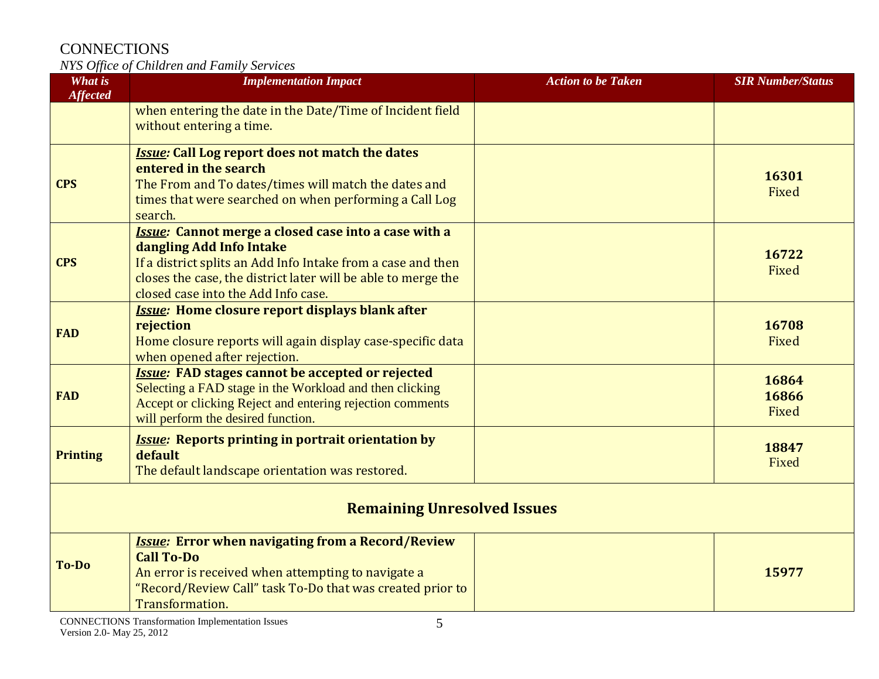| What is Affected | Implementation Impact | Action to be Taken | SIR Number/Status |
|---|---|---|---|
| | when entering the date in the Date/Time of Incident field without entering a time. | | |
| **CPS** | ***Issue:*** **Call Log report does not match the dates entered in the search** The From and To dates/times will match the dates and times that were searched on when performing a Call Log search. | | **16301** Fixed |
| **CPS** | ***Issue:*** **Cannot merge a closed case into a case with a dangling Add Info Intake** If a district splits an Add Info Intake from a case and then closes the case, the district later will be able to merge the closed case into the Add Info case. | | **16722** Fixed |
| **FAD** | ***Issue:*** **Home closure report displays blank after rejection** Home closure reports will again display case-specific data when opened after rejection. | | **16708** Fixed |
| **FAD** | ***Issue:*** **FAD stages cannot be accepted or rejected** Selecting a FAD stage in the Workload and then clicking Accept or clicking Reject and entering rejection comments will perform the desired function. | | **16864** **16866** Fixed |
| **Printing** | ***Issue:*** **Reports printing in portrait orientation by default** The default landscape orientation was restored. | | **18847** Fixed |
| **Remaining Unresolved Issues** | | | |
| **To-Do** | ***Issue:*** **Error when navigating from a Record/Review Call To-Do** An error is received when attempting to navigate a "Record/Review Call" task To-Do that was created prior to Transformation. | | **15977** |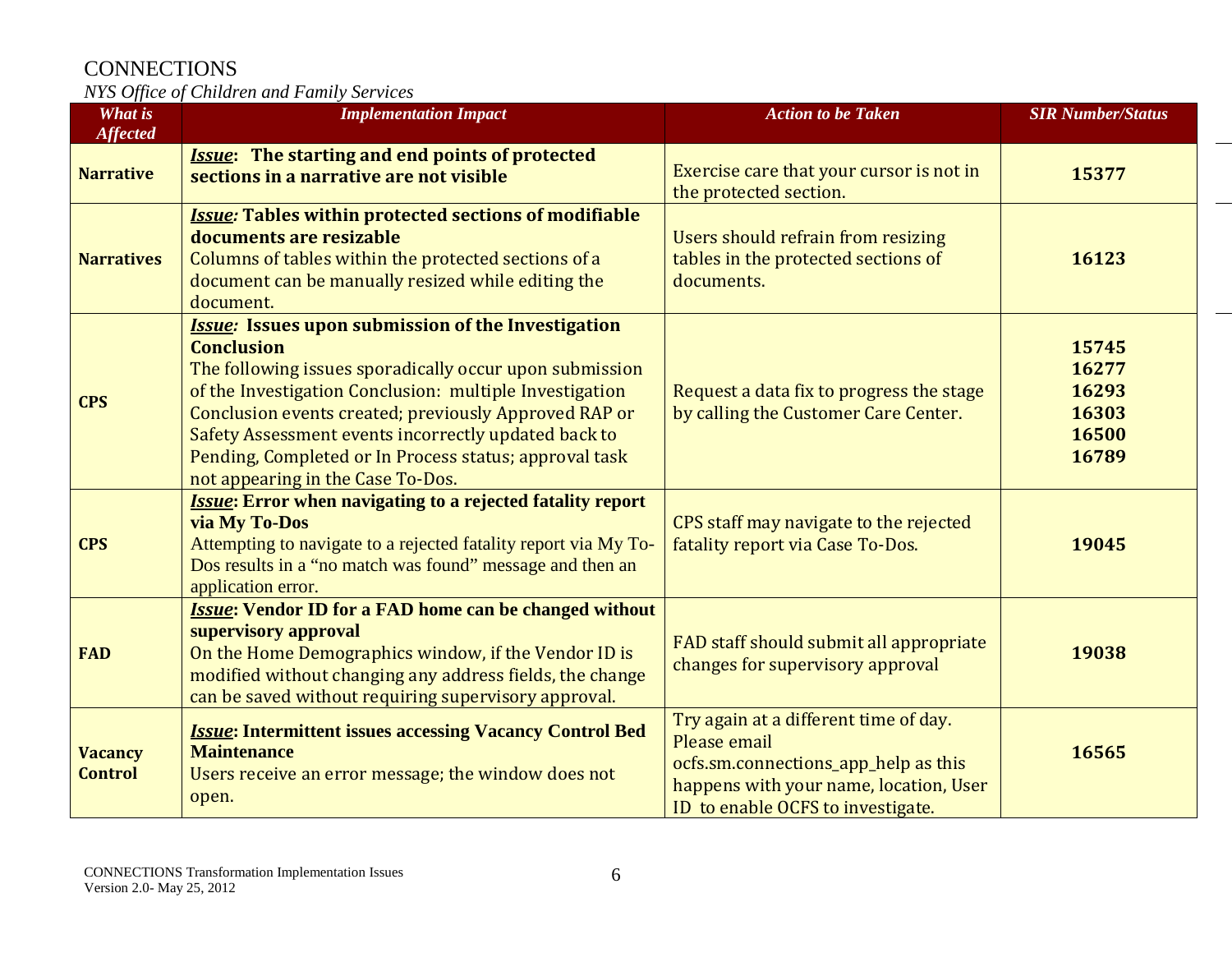| What is Affected | Implementation Impact | Action to be Taken | SIR Number/Status |
|---|---|---|---|
| **Narrative** | ***Issue*: The starting and end points of protected sections in a narrative are not visible** | Exercise care that your cursor is not in the protected section. | **15377** |
| **Narratives** | ***Issue:* Tables within protected sections of modifiable documents are resizable**<br>Columns of tables within the protected sections of a document can be manually resized while editing the document. | Users should refrain from resizing tables in the protected sections of documents. | **16123** |
| **CPS** | ***Issue:* Issues upon submission of the Investigation Conclusion**<br>The following issues sporadically occur upon submission of the Investigation Conclusion: multiple Investigation Conclusion events created; previously Approved RAP or Safety Assessment events incorrectly updated back to Pending, Completed or In Process status; approval task not appearing in the Case To-Dos. | Request a data fix to progress the stage by calling the Customer Care Center. | **15745**<br>**16277**<br>**16293**<br>**16303**<br>**16500**<br>**16789** |
| **CPS** | ***Issue*: Error when navigating to a rejected fatality report via My To-Dos**<br>Attempting to navigate to a rejected fatality report via My To-Dos results in a "no match was found" message and then an application error. | CPS staff may navigate to the rejected fatality report via Case To-Dos. | **19045** |
| **FAD** | ***Issue*: Vendor ID for a FAD home can be changed without supervisory approval**<br>On the Home Demographics window, if the Vendor ID is modified without changing any address fields, the change can be saved without requiring supervisory approval. | FAD staff should submit all appropriate changes for supervisory approval | **19038** |
| **Vacancy Control** | ***Issue*: Intermittent issues accessing Vacancy Control Bed Maintenance**<br>Users receive an error message; the window does not open. | Try again at a different time of day. Please email ocfs.sm.connections_app_help as this happens with your name, location, User ID to enable OCFS to investigate. | **16565** |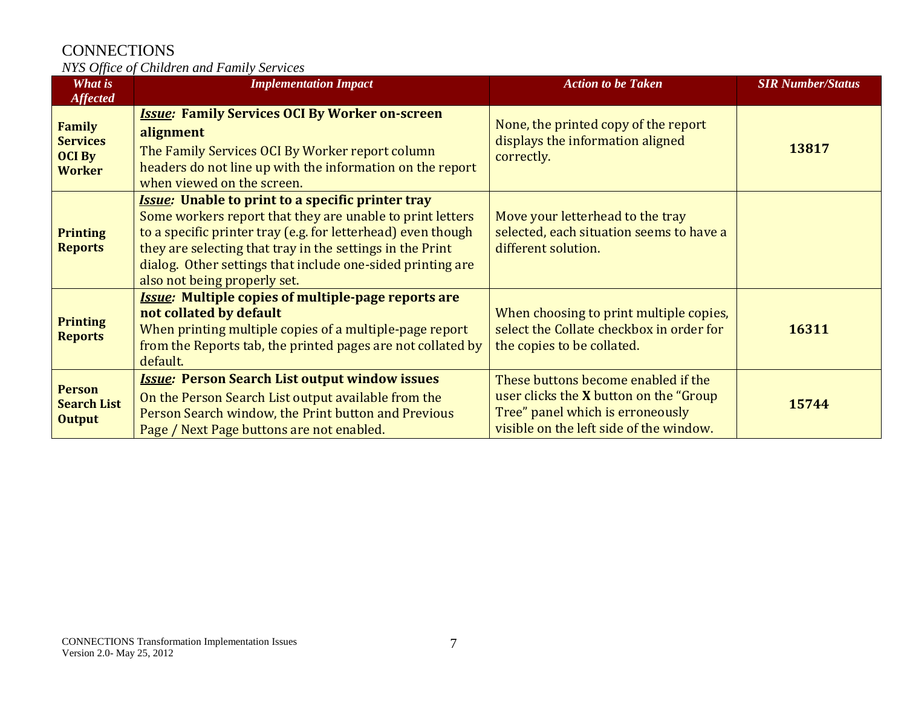| What is Affected | Implementation Impact | Action to be Taken | SIR Number/Status |
|---|---|---|---|
| **Family Services OCI By Worker** | ***Issue:*** **Family Services OCI By Worker on-screen alignment** The Family Services OCI By Worker report column headers do not line up with the information on the report when viewed on the screen. | None, the printed copy of the report displays the information aligned correctly. | **13817** |
| **Printing Reports** | ***Issue:*** **Unable to print to a specific printer tray** Some workers report that they are unable to print letters to a specific printer tray (e.g. for letterhead) even though they are selecting that tray in the settings in the Print dialog. Other settings that include one-sided printing are also not being properly set. | Move your letterhead to the tray selected, each situation seems to have a different solution. | |
| **Printing Reports** | ***Issue:*** **Multiple copies of multiple-page reports are not collated by default** When printing multiple copies of a multiple-page report from the Reports tab, the printed pages are not collated by default. | When choosing to print multiple copies, select the Collate checkbox in order for the copies to be collated. | **16311** |
| **Person Search List Output** | ***Issue:*** **Person Search List output window issues** On the Person Search List output available from the Person Search window, the Print button and Previous Page / Next Page buttons are not enabled. | These buttons become enabled if the user clicks the **X** button on the "Group Tree" panel which is erroneously visible on the left side of the window. | **15744** |